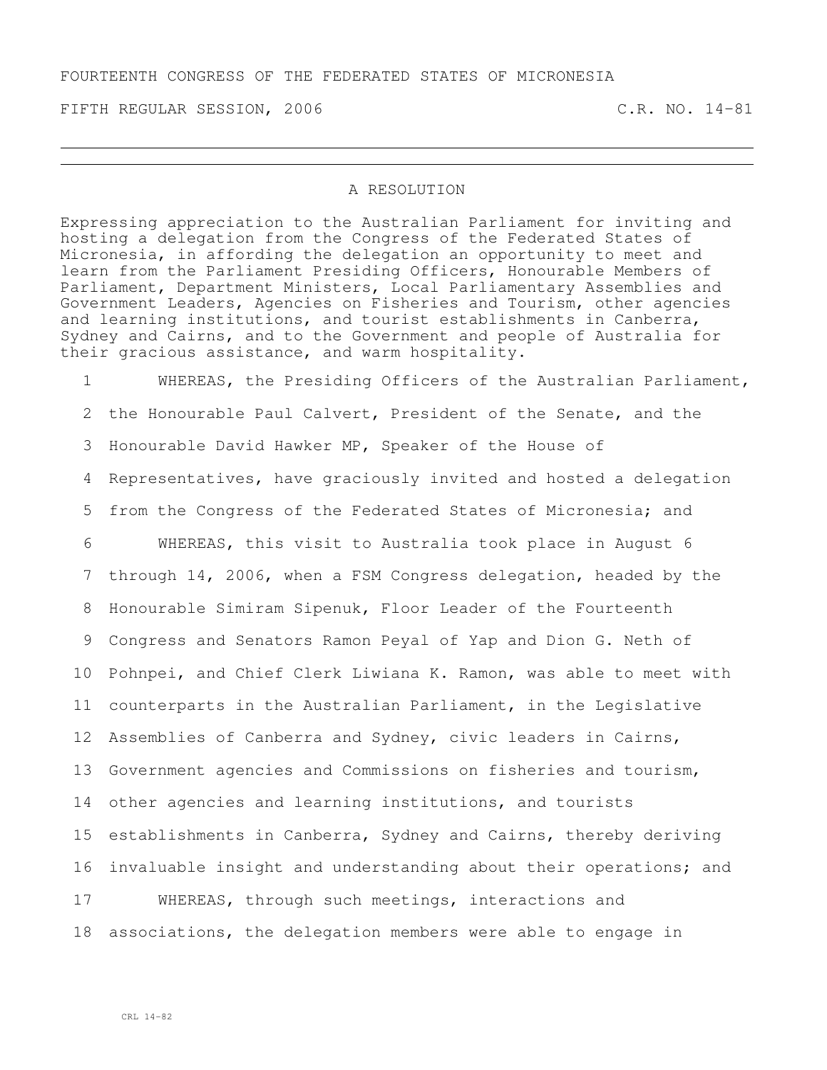FOURTEENTH CONGRESS OF THE FEDERATED STATES OF MICRONESIA

FIFTH REGULAR SESSION, 2006 C.R. NO. 14-81

---

## A RESOLUTION

Expressing appreciation to the Australian Parliament for inviting and hosting a delegation from the Congress of the Federated States of Micronesia, in affording the delegation an opportunity to meet and learn from the Parliament Presiding Officers, Honourable Members of Parliament, Department Ministers, Local Parliamentary Assemblies and Government Leaders, Agencies on Fisheries and Tourism, other agencies and learning institutions, and tourist establishments in Canberra, Sydney and Cairns, and to the Government and people of Australia for their gracious assistance, and warm hospitality.

1 WHEREAS, the Presiding Officers of the Australian Parliament,
2 the Honourable Paul Calvert, President of the Senate, and the
3 Honourable David Hawker MP, Speaker of the House of
4 Representatives, have graciously invited and hosted a delegation
5 from the Congress of the Federated States of Micronesia; and
6 WHEREAS, this visit to Australia took place in August 6
7 through 14, 2006, when a FSM Congress delegation, headed by the
8 Honourable Simiram Sipenuk, Floor Leader of the Fourteenth
9 Congress and Senators Ramon Peyal of Yap and Dion G. Neth of
10 Pohnpei, and Chief Clerk Liwiana K. Ramon, was able to meet with
11 counterparts in the Australian Parliament, in the Legislative
12 Assemblies of Canberra and Sydney, civic leaders in Cairns,
13 Government agencies and Commissions on fisheries and tourism,
14 other agencies and learning institutions, and tourists
15 establishments in Canberra, Sydney and Cairns, thereby deriving
16 invaluable insight and understanding about their operations; and
17 WHEREAS, through such meetings, interactions and
18 associations, the delegation members were able to engage in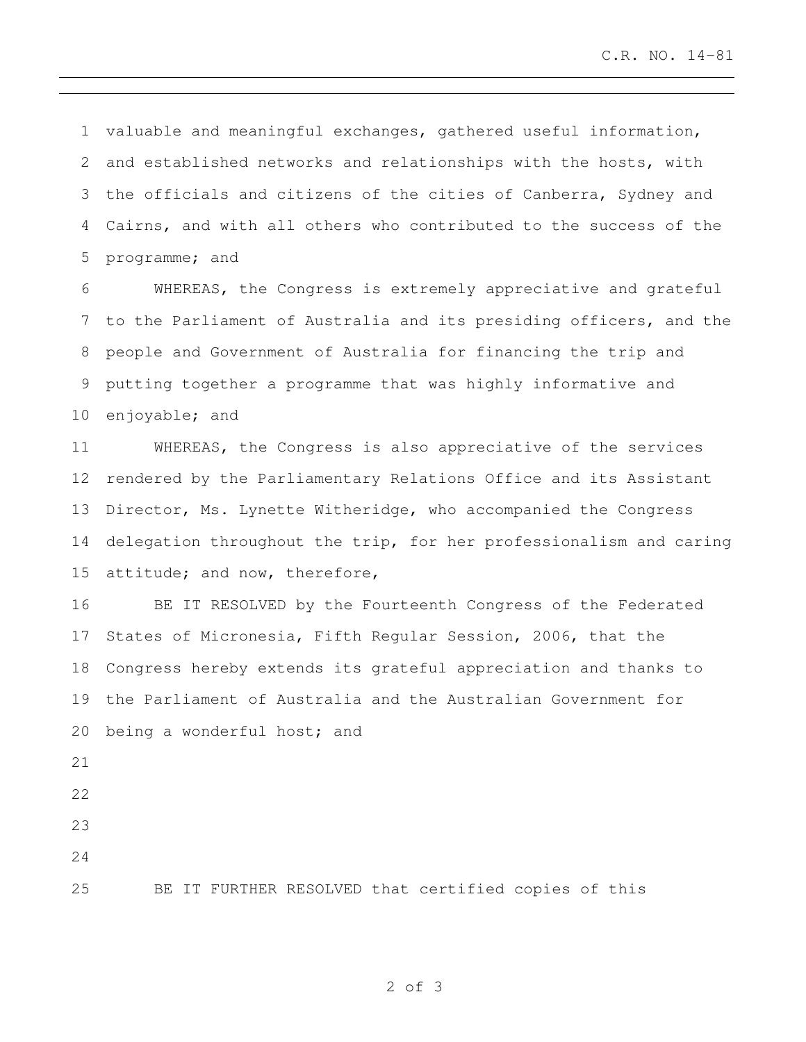valuable and meaningful exchanges, gathered useful information, and established networks and relationships with the hosts, with the officials and citizens of the cities of Canberra, Sydney and Cairns, and with all others who contributed to the success of the programme; and

WHEREAS, the Congress is extremely appreciative and grateful to the Parliament of Australia and its presiding officers, and the people and Government of Australia for financing the trip and putting together a programme that was highly informative and enjoyable; and

WHEREAS, the Congress is also appreciative of the services rendered by the Parliamentary Relations Office and its Assistant Director, Ms. Lynette Witheridge, who accompanied the Congress delegation throughout the trip, for her professionalism and caring attitude; and now, therefore,

BE IT RESOLVED by the Fourteenth Congress of the Federated States of Micronesia, Fifth Regular Session, 2006, that the Congress hereby extends its grateful appreciation and thanks to the Parliament of Australia and the Australian Government for being a wonderful host; and

BE IT FURTHER RESOLVED that certified copies of this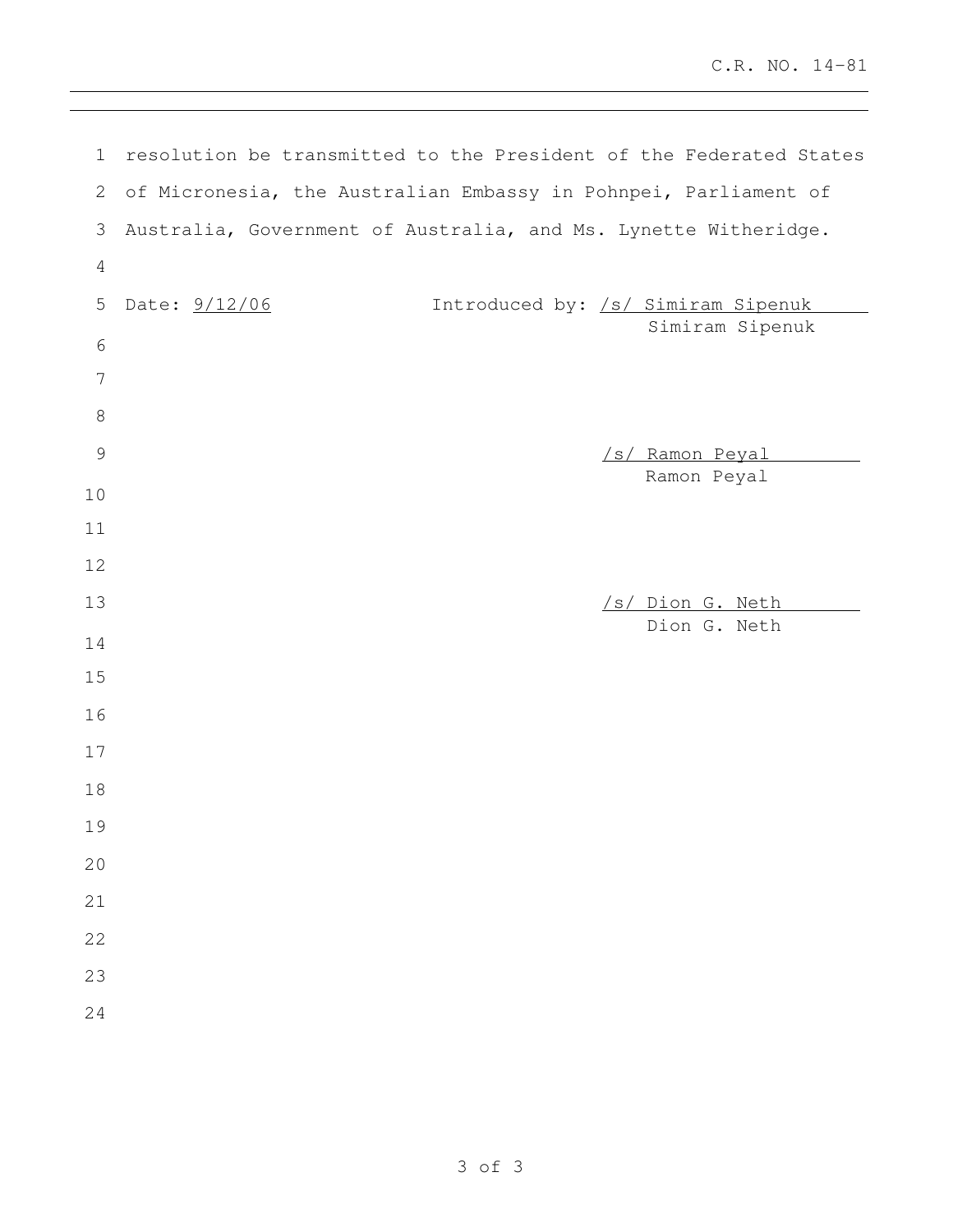resolution be transmitted to the President of the Federated States of Micronesia, the Australian Embassy in Pohnpei, Parliament of Australia, Government of Australia, and Ms. Lynette Witheridge.

Date: 9/12/06

Introduced by: /s/ Simiram Sipenuk
Simiram Sipenuk

/s/ Ramon Peyal
Ramon Peyal

/s/ Dion G. Neth
Dion G. Neth